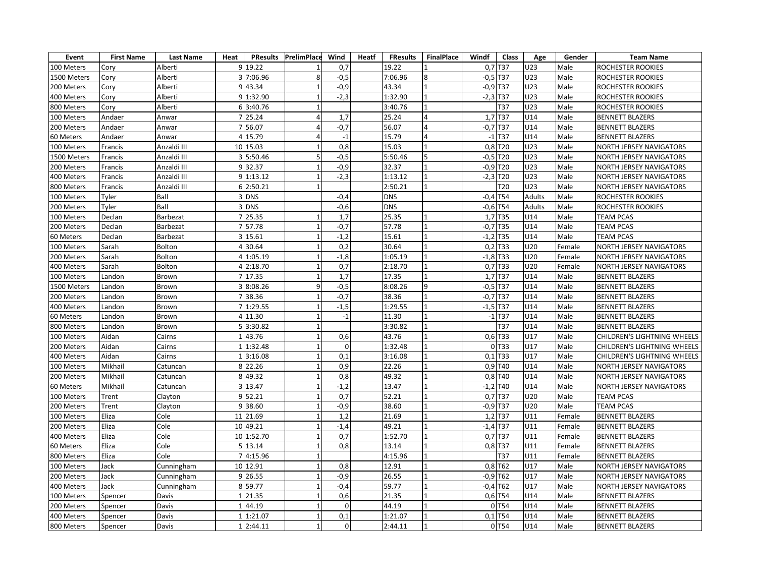| Event | First Name | Last Name | Heat | PResults | PrelimPlace | Wind | Heatf | FResults | FinalPlace | Windf | Class | Age | Gender | Team Name |
|---|---|---|---|---|---|---|---|---|---|---|---|---|---|---|
| 100 Meters | Cory | Alberti | 9 | 19.22 | 1 | 0,7 | | 19.22 | 1 | 0,7 | T37 | U23 | Male | ROCHESTER ROOKIES |
| 1500 Meters | Cory | Alberti | 3 | 7:06.96 | 8 | -0,5 | | 7:06.96 | 8 | -0,5 | T37 | U23 | Male | ROCHESTER ROOKIES |
| 200 Meters | Cory | Alberti | 9 | 43.34 | 1 | -0,9 | | 43.34 | 1 | -0,9 | T37 | U23 | Male | ROCHESTER ROOKIES |
| 400 Meters | Cory | Alberti | 9 | 1:32.90 | 1 | -2,3 | | 1:32.90 | 1 | -2,3 | T37 | U23 | Male | ROCHESTER ROOKIES |
| 800 Meters | Cory | Alberti | 6 | 3:40.76 | 1 | | | 3:40.76 | 1 | | T37 | U23 | Male | ROCHESTER ROOKIES |
| 100 Meters | Andaer | Anwar | 7 | 25.24 | 4 | 1,7 | | 25.24 | 4 | 1,7 | T37 | U14 | Male | BENNETT BLAZERS |
| 200 Meters | Andaer | Anwar | 7 | 56.07 | 4 | -0,7 | | 56.07 | 4 | -0,7 | T37 | U14 | Male | BENNETT BLAZERS |
| 60 Meters | Andaer | Anwar | 4 | 15.79 | 4 | -1 | | 15.79 | 4 | -1 | T37 | U14 | Male | BENNETT BLAZERS |
| 100 Meters | Francis | Anzaldi III | 10 | 15.03 | 1 | 0,8 | | 15.03 | 1 | 0,8 | T20 | U23 | Male | NORTH JERSEY NAVIGATORS |
| 1500 Meters | Francis | Anzaldi III | 3 | 5:50.46 | 5 | -0,5 | | 5:50.46 | 5 | -0,5 | T20 | U23 | Male | NORTH JERSEY NAVIGATORS |
| 200 Meters | Francis | Anzaldi III | 9 | 32.37 | 1 | -0,9 | | 32.37 | 1 | -0,9 | T20 | U23 | Male | NORTH JERSEY NAVIGATORS |
| 400 Meters | Francis | Anzaldi III | 9 | 1:13.12 | 1 | -2,3 | | 1:13.12 | 1 | -2,3 | T20 | U23 | Male | NORTH JERSEY NAVIGATORS |
| 800 Meters | Francis | Anzaldi III | 6 | 2:50.21 | 1 | | | 2:50.21 | 1 | | T20 | U23 | Male | NORTH JERSEY NAVIGATORS |
| 100 Meters | Tyler | Ball | 3 | DNS | | -0,4 | | DNS | | -0,4 | T54 | Adults | Male | ROCHESTER ROOKIES |
| 200 Meters | Tyler | Ball | 3 | DNS | | -0,6 | | DNS | | -0,6 | T54 | Adults | Male | ROCHESTER ROOKIES |
| 100 Meters | Declan | Barbezat | 7 | 25.35 | 1 | 1,7 | | 25.35 | 1 | 1,7 | T35 | U14 | Male | TEAM PCAS |
| 200 Meters | Declan | Barbezat | 7 | 57.78 | 1 | -0,7 | | 57.78 | 1 | -0,7 | T35 | U14 | Male | TEAM PCAS |
| 60 Meters | Declan | Barbezat | 3 | 15.61 | 1 | -1,2 | | 15.61 | 1 | -1,2 | T35 | U14 | Male | TEAM PCAS |
| 100 Meters | Sarah | Bolton | 4 | 30.64 | 1 | 0,2 | | 30.64 | 1 | 0,2 | T33 | U20 | Female | NORTH JERSEY NAVIGATORS |
| 200 Meters | Sarah | Bolton | 4 | 1:05.19 | 1 | -1,8 | | 1:05.19 | 1 | -1,8 | T33 | U20 | Female | NORTH JERSEY NAVIGATORS |
| 400 Meters | Sarah | Bolton | 4 | 2:18.70 | 1 | 0,7 | | 2:18.70 | 1 | 0,7 | T33 | U20 | Female | NORTH JERSEY NAVIGATORS |
| 100 Meters | Landon | Brown | 7 | 17.35 | 1 | 1,7 | | 17.35 | 1 | 1,7 | T37 | U14 | Male | BENNETT BLAZERS |
| 1500 Meters | Landon | Brown | 3 | 8:08.26 | 9 | -0,5 | | 8:08.26 | 9 | -0,5 | T37 | U14 | Male | BENNETT BLAZERS |
| 200 Meters | Landon | Brown | 7 | 38.36 | 1 | -0,7 | | 38.36 | 1 | -0,7 | T37 | U14 | Male | BENNETT BLAZERS |
| 400 Meters | Landon | Brown | 7 | 1:29.55 | 1 | -1,5 | | 1:29.55 | 1 | -1,5 | T37 | U14 | Male | BENNETT BLAZERS |
| 60 Meters | Landon | Brown | 4 | 11.30 | 1 | -1 | | 11.30 | 1 | -1 | T37 | U14 | Male | BENNETT BLAZERS |
| 800 Meters | Landon | Brown | 5 | 3:30.82 | 1 | | | 3:30.82 | 1 | | T37 | U14 | Male | BENNETT BLAZERS |
| 100 Meters | Aidan | Cairns | 1 | 43.76 | 1 | 0,6 | | 43.76 | 1 | 0,6 | T33 | U17 | Male | CHILDREN'S LIGHTNING WHEELS |
| 200 Meters | Aidan | Cairns | 1 | 1:32.48 | 1 | 0 | | 1:32.48 | 1 | 0 | T33 | U17 | Male | CHILDREN'S LIGHTNING WHEELS |
| 400 Meters | Aidan | Cairns | 1 | 3:16.08 | 1 | 0,1 | | 3:16.08 | 1 | 0,1 | T33 | U17 | Male | CHILDREN'S LIGHTNING WHEELS |
| 100 Meters | Mikhail | Catuncan | 8 | 22.26 | 1 | 0,9 | | 22.26 | 1 | 0,9 | T40 | U14 | Male | NORTH JERSEY NAVIGATORS |
| 200 Meters | Mikhail | Catuncan | 8 | 49.32 | 1 | 0,8 | | 49.32 | 1 | 0,8 | T40 | U14 | Male | NORTH JERSEY NAVIGATORS |
| 60 Meters | Mikhail | Catuncan | 3 | 13.47 | 1 | -1,2 | | 13.47 | 1 | -1,2 | T40 | U14 | Male | NORTH JERSEY NAVIGATORS |
| 100 Meters | Trent | Clayton | 9 | 52.21 | 1 | 0,7 | | 52.21 | 1 | 0,7 | T37 | U20 | Male | TEAM PCAS |
| 200 Meters | Trent | Clayton | 9 | 38.60 | 1 | -0,9 | | 38.60 | 1 | -0,9 | T37 | U20 | Male | TEAM PCAS |
| 100 Meters | Eliza | Cole | 11 | 21.69 | 1 | 1,2 | | 21.69 | 1 | 1,2 | T37 | U11 | Female | BENNETT BLAZERS |
| 200 Meters | Eliza | Cole | 10 | 49.21 | 1 | -1,4 | | 49.21 | 1 | -1,4 | T37 | U11 | Female | BENNETT BLAZERS |
| 400 Meters | Eliza | Cole | 10 | 1:52.70 | 1 | 0,7 | | 1:52.70 | 1 | 0,7 | T37 | U11 | Female | BENNETT BLAZERS |
| 60 Meters | Eliza | Cole | 5 | 13.14 | 1 | 0,8 | | 13.14 | 1 | 0,8 | T37 | U11 | Female | BENNETT BLAZERS |
| 800 Meters | Eliza | Cole | 7 | 4:15.96 | 1 | | | 4:15.96 | 1 | | T37 | U11 | Female | BENNETT BLAZERS |
| 100 Meters | Jack | Cunningham | 10 | 12.91 | 1 | 0,8 | | 12.91 | 1 | 0,8 | T62 | U17 | Male | NORTH JERSEY NAVIGATORS |
| 200 Meters | Jack | Cunningham | 9 | 26.55 | 1 | -0,9 | | 26.55 | 1 | -0,9 | T62 | U17 | Male | NORTH JERSEY NAVIGATORS |
| 400 Meters | Jack | Cunningham | 8 | 59.77 | 1 | -0,4 | | 59.77 | 1 | -0,4 | T62 | U17 | Male | NORTH JERSEY NAVIGATORS |
| 100 Meters | Spencer | Davis | 1 | 21.35 | 1 | 0,6 | | 21.35 | 1 | 0,6 | T54 | U14 | Male | BENNETT BLAZERS |
| 200 Meters | Spencer | Davis | 1 | 44.19 | 1 | 0 | | 44.19 | 1 | 0 | T54 | U14 | Male | BENNETT BLAZERS |
| 400 Meters | Spencer | Davis | 1 | 1:21.07 | 1 | 0,1 | | 1:21.07 | 1 | 0,1 | T54 | U14 | Male | BENNETT BLAZERS |
| 800 Meters | Spencer | Davis | 1 | 2:44.11 | 1 | 0 | | 2:44.11 | 1 | 0 | T54 | U14 | Male | BENNETT BLAZERS |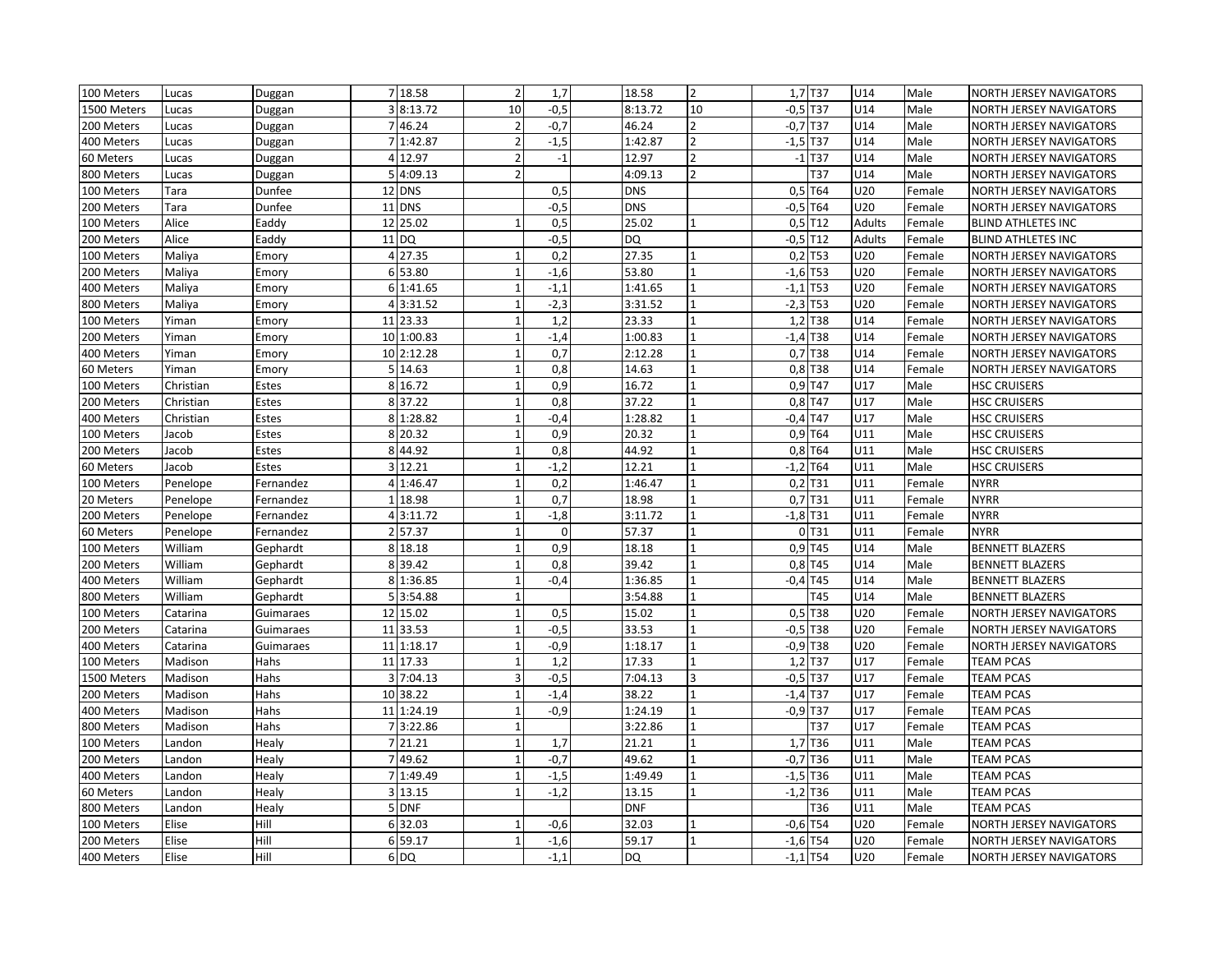| 100 Meters | Lucas | Duggan | 7 | 18.58 | 2 | 1,7 | 18.58 | 2 | 1,7 | T37 | U14 | Male | NORTH JERSEY NAVIGATORS |
|---|---|---|---|---|---|---|---|---|---|---|---|---|---|
| 1500 Meters | Lucas | Duggan | 3 | 8:13.72 | 10 | -0,5 | 8:13.72 | 10 | -0,5 | T37 | U14 | Male | NORTH JERSEY NAVIGATORS |
| 200 Meters | Lucas | Duggan | 7 | 46.24 | 2 | -0,7 | 46.24 | 2 | -0,7 | T37 | U14 | Male | NORTH JERSEY NAVIGATORS |
| 400 Meters | Lucas | Duggan | 7 | 1:42.87 | 2 | -1,5 | 1:42.87 | 2 | -1,5 | T37 | U14 | Male | NORTH JERSEY NAVIGATORS |
| 60 Meters | Lucas | Duggan | 4 | 12.97 | 2 | -1 | 12.97 | 2 | -1 | T37 | U14 | Male | NORTH JERSEY NAVIGATORS |
| 800 Meters | Lucas | Duggan | 5 | 4:09.13 | 2 | | 4:09.13 | 2 | | T37 | U14 | Male | NORTH JERSEY NAVIGATORS |
| 100 Meters | Tara | Dunfee | 12 | DNS | | 0,5 | DNS | | 0,5 | T64 | U20 | Female | NORTH JERSEY NAVIGATORS |
| 200 Meters | Tara | Dunfee | 11 | DNS | | -0,5 | DNS | | -0,5 | T64 | U20 | Female | NORTH JERSEY NAVIGATORS |
| 100 Meters | Alice | Eaddy | 12 | 25.02 | 1 | 0,5 | 25.02 | 1 | 0,5 | T12 | Adults | Female | BLIND ATHLETES INC |
| 200 Meters | Alice | Eaddy | 11 | DQ | | -0,5 | DQ | | -0,5 | T12 | Adults | Female | BLIND ATHLETES INC |
| 100 Meters | Maliya | Emory | 4 | 27.35 | 1 | 0,2 | 27.35 | 1 | 0,2 | T53 | U20 | Female | NORTH JERSEY NAVIGATORS |
| 200 Meters | Maliya | Emory | 6 | 53.80 | 1 | -1,6 | 53.80 | 1 | -1,6 | T53 | U20 | Female | NORTH JERSEY NAVIGATORS |
| 400 Meters | Maliya | Emory | 6 | 1:41.65 | 1 | -1,1 | 1:41.65 | 1 | -1,1 | T53 | U20 | Female | NORTH JERSEY NAVIGATORS |
| 800 Meters | Maliya | Emory | 4 | 3:31.52 | 1 | -2,3 | 3:31.52 | 1 | -2,3 | T53 | U20 | Female | NORTH JERSEY NAVIGATORS |
| 100 Meters | Yiman | Emory | 11 | 23.33 | 1 | 1,2 | 23.33 | 1 | 1,2 | T38 | U14 | Female | NORTH JERSEY NAVIGATORS |
| 200 Meters | Yiman | Emory | 10 | 1:00.83 | 1 | -1,4 | 1:00.83 | 1 | -1,4 | T38 | U14 | Female | NORTH JERSEY NAVIGATORS |
| 400 Meters | Yiman | Emory | 10 | 2:12.28 | 1 | 0,7 | 2:12.28 | 1 | 0,7 | T38 | U14 | Female | NORTH JERSEY NAVIGATORS |
| 60 Meters | Yiman | Emory | 5 | 14.63 | 1 | 0,8 | 14.63 | 1 | 0,8 | T38 | U14 | Female | NORTH JERSEY NAVIGATORS |
| 100 Meters | Christian | Estes | 8 | 16.72 | 1 | 0,9 | 16.72 | 1 | 0,9 | T47 | U17 | Male | HSC CRUISERS |
| 200 Meters | Christian | Estes | 8 | 37.22 | 1 | 0,8 | 37.22 | 1 | 0,8 | T47 | U17 | Male | HSC CRUISERS |
| 400 Meters | Christian | Estes | 8 | 1:28.82 | 1 | -0,4 | 1:28.82 | 1 | -0,4 | T47 | U17 | Male | HSC CRUISERS |
| 100 Meters | Jacob | Estes | 8 | 20.32 | 1 | 0,9 | 20.32 | 1 | 0,9 | T64 | U11 | Male | HSC CRUISERS |
| 200 Meters | Jacob | Estes | 8 | 44.92 | 1 | 0,8 | 44.92 | 1 | 0,8 | T64 | U11 | Male | HSC CRUISERS |
| 60 Meters | Jacob | Estes | 3 | 12.21 | 1 | -1,2 | 12.21 | 1 | -1,2 | T64 | U11 | Male | HSC CRUISERS |
| 100 Meters | Penelope | Fernandez | 4 | 1:46.47 | 1 | 0,2 | 1:46.47 | 1 | 0,2 | T31 | U11 | Female | NYRR |
| 20 Meters | Penelope | Fernandez | 1 | 18.98 | 1 | 0,7 | 18.98 | 1 | 0,7 | T31 | U11 | Female | NYRR |
| 200 Meters | Penelope | Fernandez | 4 | 3:11.72 | 1 | -1,8 | 3:11.72 | 1 | -1,8 | T31 | U11 | Female | NYRR |
| 60 Meters | Penelope | Fernandez | 2 | 57.37 | 1 | 0 | 57.37 | 1 | 0 | T31 | U11 | Female | NYRR |
| 100 Meters | William | Gephardt | 8 | 18.18 | 1 | 0,9 | 18.18 | 1 | 0,9 | T45 | U14 | Male | BENNETT BLAZERS |
| 200 Meters | William | Gephardt | 8 | 39.42 | 1 | 0,8 | 39.42 | 1 | 0,8 | T45 | U14 | Male | BENNETT BLAZERS |
| 400 Meters | William | Gephardt | 8 | 1:36.85 | 1 | -0,4 | 1:36.85 | 1 | -0,4 | T45 | U14 | Male | BENNETT BLAZERS |
| 800 Meters | William | Gephardt | 5 | 3:54.88 | 1 | | 3:54.88 | 1 | | T45 | U14 | Male | BENNETT BLAZERS |
| 100 Meters | Catarina | Guimaraes | 12 | 15.02 | 1 | 0,5 | 15.02 | 1 | 0,5 | T38 | U20 | Female | NORTH JERSEY NAVIGATORS |
| 200 Meters | Catarina | Guimaraes | 11 | 33.53 | 1 | -0,5 | 33.53 | 1 | -0,5 | T38 | U20 | Female | NORTH JERSEY NAVIGATORS |
| 400 Meters | Catarina | Guimaraes | 11 | 1:18.17 | 1 | -0,9 | 1:18.17 | 1 | -0,9 | T38 | U20 | Female | NORTH JERSEY NAVIGATORS |
| 100 Meters | Madison | Hahs | 11 | 17.33 | 1 | 1,2 | 17.33 | 1 | 1,2 | T37 | U17 | Female | TEAM PCAS |
| 1500 Meters | Madison | Hahs | 3 | 7:04.13 | 3 | -0,5 | 7:04.13 | 3 | -0,5 | T37 | U17 | Female | TEAM PCAS |
| 200 Meters | Madison | Hahs | 10 | 38.22 | 1 | -1,4 | 38.22 | 1 | -1,4 | T37 | U17 | Female | TEAM PCAS |
| 400 Meters | Madison | Hahs | 11 | 1:24.19 | 1 | -0,9 | 1:24.19 | 1 | -0,9 | T37 | U17 | Female | TEAM PCAS |
| 800 Meters | Madison | Hahs | 7 | 3:22.86 | 1 | | 3:22.86 | 1 | | T37 | U17 | Female | TEAM PCAS |
| 100 Meters | Landon | Healy | 7 | 21.21 | 1 | 1,7 | 21.21 | 1 | 1,7 | T36 | U11 | Male | TEAM PCAS |
| 200 Meters | Landon | Healy | 7 | 49.62 | 1 | -0,7 | 49.62 | 1 | -0,7 | T36 | U11 | Male | TEAM PCAS |
| 400 Meters | Landon | Healy | 7 | 1:49.49 | 1 | -1,5 | 1:49.49 | 1 | -1,5 | T36 | U11 | Male | TEAM PCAS |
| 60 Meters | Landon | Healy | 3 | 13.15 | 1 | -1,2 | 13.15 | 1 | -1,2 | T36 | U11 | Male | TEAM PCAS |
| 800 Meters | Landon | Healy | 5 | DNF | | | DNF | | | T36 | U11 | Male | TEAM PCAS |
| 100 Meters | Elise | Hill | 6 | 32.03 | 1 | -0,6 | 32.03 | 1 | -0,6 | T54 | U20 | Female | NORTH JERSEY NAVIGATORS |
| 200 Meters | Elise | Hill | 6 | 59.17 | 1 | -1,6 | 59.17 | 1 | -1,6 | T54 | U20 | Female | NORTH JERSEY NAVIGATORS |
| 400 Meters | Elise | Hill | 6 | DQ | | -1,1 | DQ | | -1,1 | T54 | U20 | Female | NORTH JERSEY NAVIGATORS |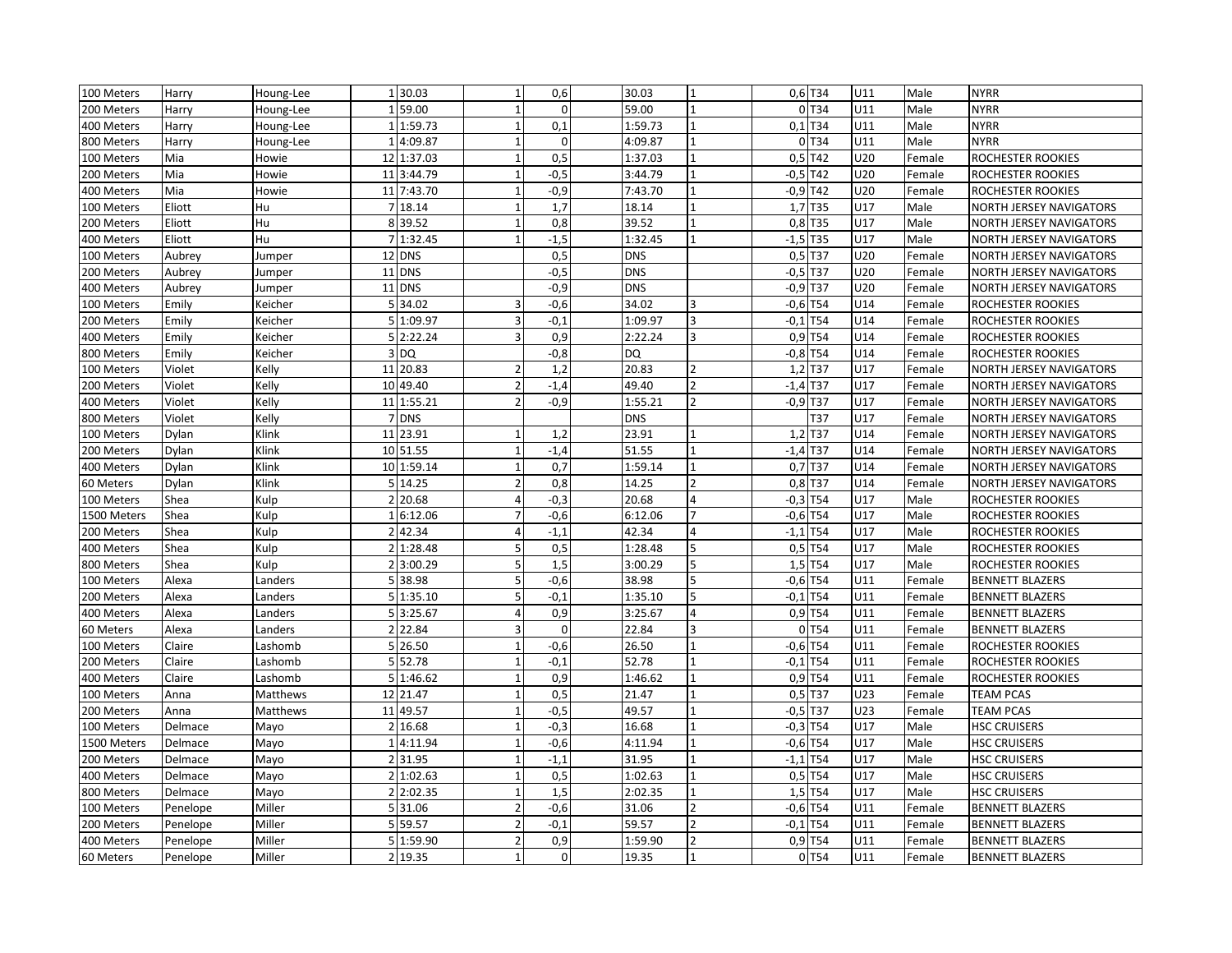| | | | | | | | | | | | | | |
|---|---|---|---|---|---|---|---|---|---|---|---|---|---|
| 100 Meters | Harry | Houng-Lee | 1 | 30.03 | 1 | 0,6 | 30.03 | 1 | 0,6 | T34 | U11 | Male | NYRR |
| 200 Meters | Harry | Houng-Lee | 1 | 59.00 | 1 | 0 | 59.00 | 1 | 0 | T34 | U11 | Male | NYRR |
| 400 Meters | Harry | Houng-Lee | 1 | 1:59.73 | 1 | 0,1 | 1:59.73 | 1 | 0,1 | T34 | U11 | Male | NYRR |
| 800 Meters | Harry | Houng-Lee | 1 | 4:09.87 | 1 | 0 | 4:09.87 | 1 | 0 | T34 | U11 | Male | NYRR |
| 100 Meters | Mia | Howie | 12 | 1:37.03 | 1 | 0,5 | 1:37.03 | 1 | 0,5 | T42 | U20 | Female | ROCHESTER ROOKIES |
| 200 Meters | Mia | Howie | 11 | 3:44.79 | 1 | -0,5 | 3:44.79 | 1 | -0,5 | T42 | U20 | Female | ROCHESTER ROOKIES |
| 400 Meters | Mia | Howie | 11 | 7:43.70 | 1 | -0,9 | 7:43.70 | 1 | -0,9 | T42 | U20 | Female | ROCHESTER ROOKIES |
| 100 Meters | Eliott | Hu | 7 | 18.14 | 1 | 1,7 | 18.14 | 1 | 1,7 | T35 | U17 | Male | NORTH JERSEY NAVIGATORS |
| 200 Meters | Eliott | Hu | 8 | 39.52 | 1 | 0,8 | 39.52 | 1 | 0,8 | T35 | U17 | Male | NORTH JERSEY NAVIGATORS |
| 400 Meters | Eliott | Hu | 7 | 1:32.45 | 1 | -1,5 | 1:32.45 | 1 | -1,5 | T35 | U17 | Male | NORTH JERSEY NAVIGATORS |
| 100 Meters | Aubrey | Jumper | 12 | DNS | | 0,5 | DNS | | 0,5 | T37 | U20 | Female | NORTH JERSEY NAVIGATORS |
| 200 Meters | Aubrey | Jumper | 11 | DNS | | -0,5 | DNS | | -0,5 | T37 | U20 | Female | NORTH JERSEY NAVIGATORS |
| 400 Meters | Aubrey | Jumper | 11 | DNS | | -0,9 | DNS | | -0,9 | T37 | U20 | Female | NORTH JERSEY NAVIGATORS |
| 100 Meters | Emily | Keicher | 5 | 34.02 | 3 | -0,6 | 34.02 | 3 | -0,6 | T54 | U14 | Female | ROCHESTER ROOKIES |
| 200 Meters | Emily | Keicher | 5 | 1:09.97 | 3 | -0,1 | 1:09.97 | 3 | -0,1 | T54 | U14 | Female | ROCHESTER ROOKIES |
| 400 Meters | Emily | Keicher | 5 | 2:22.24 | 3 | 0,9 | 2:22.24 | 3 | 0,9 | T54 | U14 | Female | ROCHESTER ROOKIES |
| 800 Meters | Emily | Keicher | 3 | DQ | | -0,8 | DQ | | -0,8 | T54 | U14 | Female | ROCHESTER ROOKIES |
| 100 Meters | Violet | Kelly | 11 | 20.83 | 2 | 1,2 | 20.83 | 2 | 1,2 | T37 | U17 | Female | NORTH JERSEY NAVIGATORS |
| 200 Meters | Violet | Kelly | 10 | 49.40 | 2 | -1,4 | 49.40 | 2 | -1,4 | T37 | U17 | Female | NORTH JERSEY NAVIGATORS |
| 400 Meters | Violet | Kelly | 11 | 1:55.21 | 2 | -0,9 | 1:55.21 | 2 | -0,9 | T37 | U17 | Female | NORTH JERSEY NAVIGATORS |
| 800 Meters | Violet | Kelly | 7 | DNS | | | DNS | | | T37 | U17 | Female | NORTH JERSEY NAVIGATORS |
| 100 Meters | Dylan | Klink | 11 | 23.91 | 1 | 1,2 | 23.91 | 1 | 1,2 | T37 | U14 | Female | NORTH JERSEY NAVIGATORS |
| 200 Meters | Dylan | Klink | 10 | 51.55 | 1 | -1,4 | 51.55 | 1 | -1,4 | T37 | U14 | Female | NORTH JERSEY NAVIGATORS |
| 400 Meters | Dylan | Klink | 10 | 1:59.14 | 1 | 0,7 | 1:59.14 | 1 | 0,7 | T37 | U14 | Female | NORTH JERSEY NAVIGATORS |
| 60 Meters | Dylan | Klink | 5 | 14.25 | 2 | 0,8 | 14.25 | 2 | 0,8 | T37 | U14 | Female | NORTH JERSEY NAVIGATORS |
| 100 Meters | Shea | Kulp | 2 | 20.68 | 4 | -0,3 | 20.68 | 4 | -0,3 | T54 | U17 | Male | ROCHESTER ROOKIES |
| 1500 Meters | Shea | Kulp | 1 | 6:12.06 | 7 | -0,6 | 6:12.06 | 7 | -0,6 | T54 | U17 | Male | ROCHESTER ROOKIES |
| 200 Meters | Shea | Kulp | 2 | 42.34 | 4 | -1,1 | 42.34 | 4 | -1,1 | T54 | U17 | Male | ROCHESTER ROOKIES |
| 400 Meters | Shea | Kulp | 2 | 1:28.48 | 5 | 0,5 | 1:28.48 | 5 | 0,5 | T54 | U17 | Male | ROCHESTER ROOKIES |
| 800 Meters | Shea | Kulp | 2 | 3:00.29 | 5 | 1,5 | 3:00.29 | 5 | 1,5 | T54 | U17 | Male | ROCHESTER ROOKIES |
| 100 Meters | Alexa | Landers | 5 | 38.98 | 5 | -0,6 | 38.98 | 5 | -0,6 | T54 | U11 | Female | BENNETT BLAZERS |
| 200 Meters | Alexa | Landers | 5 | 1:35.10 | 5 | -0,1 | 1:35.10 | 5 | -0,1 | T54 | U11 | Female | BENNETT BLAZERS |
| 400 Meters | Alexa | Landers | 5 | 3:25.67 | 4 | 0,9 | 3:25.67 | 4 | 0,9 | T54 | U11 | Female | BENNETT BLAZERS |
| 60 Meters | Alexa | Landers | 2 | 22.84 | 3 | 0 | 22.84 | 3 | 0 | T54 | U11 | Female | BENNETT BLAZERS |
| 100 Meters | Claire | Lashomb | 5 | 26.50 | 1 | -0,6 | 26.50 | 1 | -0,6 | T54 | U11 | Female | ROCHESTER ROOKIES |
| 200 Meters | Claire | Lashomb | 5 | 52.78 | 1 | -0,1 | 52.78 | 1 | -0,1 | T54 | U11 | Female | ROCHESTER ROOKIES |
| 400 Meters | Claire | Lashomb | 5 | 1:46.62 | 1 | 0,9 | 1:46.62 | 1 | 0,9 | T54 | U11 | Female | ROCHESTER ROOKIES |
| 100 Meters | Anna | Matthews | 12 | 21.47 | 1 | 0,5 | 21.47 | 1 | 0,5 | T37 | U23 | Female | TEAM PCAS |
| 200 Meters | Anna | Matthews | 11 | 49.57 | 1 | -0,5 | 49.57 | 1 | -0,5 | T37 | U23 | Female | TEAM PCAS |
| 100 Meters | Delmace | Mayo | 2 | 16.68 | 1 | -0,3 | 16.68 | 1 | -0,3 | T54 | U17 | Male | HSC CRUISERS |
| 1500 Meters | Delmace | Mayo | 1 | 4:11.94 | 1 | -0,6 | 4:11.94 | 1 | -0,6 | T54 | U17 | Male | HSC CRUISERS |
| 200 Meters | Delmace | Mayo | 2 | 31.95 | 1 | -1,1 | 31.95 | 1 | -1,1 | T54 | U17 | Male | HSC CRUISERS |
| 400 Meters | Delmace | Mayo | 2 | 1:02.63 | 1 | 0,5 | 1:02.63 | 1 | 0,5 | T54 | U17 | Male | HSC CRUISERS |
| 800 Meters | Delmace | Mayo | 2 | 2:02.35 | 1 | 1,5 | 2:02.35 | 1 | 1,5 | T54 | U17 | Male | HSC CRUISERS |
| 100 Meters | Penelope | Miller | 5 | 31.06 | 2 | -0,6 | 31.06 | 2 | -0,6 | T54 | U11 | Female | BENNETT BLAZERS |
| 200 Meters | Penelope | Miller | 5 | 59.57 | 2 | -0,1 | 59.57 | 2 | -0,1 | T54 | U11 | Female | BENNETT BLAZERS |
| 400 Meters | Penelope | Miller | 5 | 1:59.90 | 2 | 0,9 | 1:59.90 | 2 | 0,9 | T54 | U11 | Female | BENNETT BLAZERS |
| 60 Meters | Penelope | Miller | 2 | 19.35 | 1 | 0 | 19.35 | 1 | 0 | T54 | U11 | Female | BENNETT BLAZERS |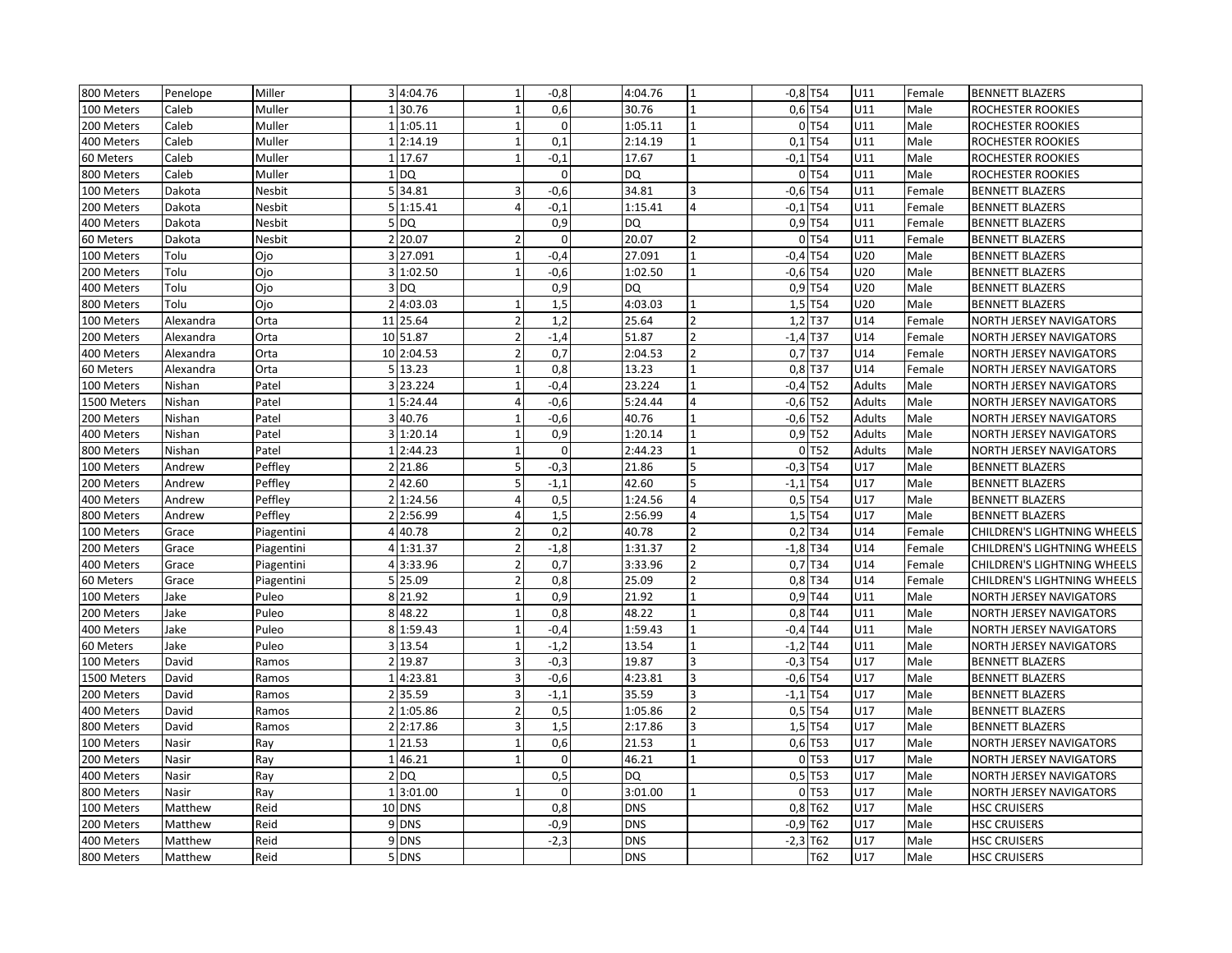| 800 Meters | Penelope | Miller | 3 | 4:04.76 | 1 | -0,8 | 4:04.76 | 1 | -0,8 | T54 | U11 | Female | BENNETT BLAZERS |
|---|---|---|---|---|---|---|---|---|---|---|---|---|---|
| 100 Meters | Caleb | Muller | 1 | 30.76 | 1 | 0,6 | 30.76 | 1 | 0,6 | T54 | U11 | Male | ROCHESTER ROOKIES |
| 200 Meters | Caleb | Muller | 1 | 1:05.11 | 1 | 0 | 1:05.11 | 1 | 0 | T54 | U11 | Male | ROCHESTER ROOKIES |
| 400 Meters | Caleb | Muller | 1 | 2:14.19 | 1 | 0,1 | 2:14.19 | 1 | 0,1 | T54 | U11 | Male | ROCHESTER ROOKIES |
| 60 Meters | Caleb | Muller | 1 | 17.67 | 1 | -0,1 | 17.67 | 1 | -0,1 | T54 | U11 | Male | ROCHESTER ROOKIES |
| 800 Meters | Caleb | Muller | 1 | DQ | | 0 | DQ | | 0 | T54 | U11 | Male | ROCHESTER ROOKIES |
| 100 Meters | Dakota | Nesbit | 5 | 34.81 | 3 | -0,6 | 34.81 | 3 | -0,6 | T54 | U11 | Female | BENNETT BLAZERS |
| 200 Meters | Dakota | Nesbit | 5 | 1:15.41 | 4 | -0,1 | 1:15.41 | 4 | -0,1 | T54 | U11 | Female | BENNETT BLAZERS |
| 400 Meters | Dakota | Nesbit | 5 | DQ | | 0,9 | DQ | | 0,9 | T54 | U11 | Female | BENNETT BLAZERS |
| 60 Meters | Dakota | Nesbit | 2 | 20.07 | 2 | 0 | 20.07 | 2 | 0 | T54 | U11 | Female | BENNETT BLAZERS |
| 100 Meters | Tolu | Ojo | 3 | 27.091 | 1 | -0,4 | 27.091 | 1 | -0,4 | T54 | U20 | Male | BENNETT BLAZERS |
| 200 Meters | Tolu | Ojo | 3 | 1:02.50 | 1 | -0,6 | 1:02.50 | 1 | -0,6 | T54 | U20 | Male | BENNETT BLAZERS |
| 400 Meters | Tolu | Ojo | 3 | DQ | | 0,9 | DQ | | 0,9 | T54 | U20 | Male | BENNETT BLAZERS |
| 800 Meters | Tolu | Ojo | 2 | 4:03.03 | 1 | 1,5 | 4:03.03 | 1 | 1,5 | T54 | U20 | Male | BENNETT BLAZERS |
| 100 Meters | Alexandra | Orta | 11 | 25.64 | 2 | 1,2 | 25.64 | 2 | 1,2 | T37 | U14 | Female | NORTH JERSEY NAVIGATORS |
| 200 Meters | Alexandra | Orta | 10 | 51.87 | 2 | -1,4 | 51.87 | 2 | -1,4 | T37 | U14 | Female | NORTH JERSEY NAVIGATORS |
| 400 Meters | Alexandra | Orta | 10 | 2:04.53 | 2 | 0,7 | 2:04.53 | 2 | 0,7 | T37 | U14 | Female | NORTH JERSEY NAVIGATORS |
| 60 Meters | Alexandra | Orta | 5 | 13.23 | 1 | 0,8 | 13.23 | 1 | 0,8 | T37 | U14 | Female | NORTH JERSEY NAVIGATORS |
| 100 Meters | Nishan | Patel | 3 | 23.224 | 1 | -0,4 | 23.224 | 1 | -0,4 | T52 | Adults | Male | NORTH JERSEY NAVIGATORS |
| 1500 Meters | Nishan | Patel | 1 | 5:24.44 | 4 | -0,6 | 5:24.44 | 4 | -0,6 | T52 | Adults | Male | NORTH JERSEY NAVIGATORS |
| 200 Meters | Nishan | Patel | 3 | 40.76 | 1 | -0,6 | 40.76 | 1 | -0,6 | T52 | Adults | Male | NORTH JERSEY NAVIGATORS |
| 400 Meters | Nishan | Patel | 3 | 1:20.14 | 1 | 0,9 | 1:20.14 | 1 | 0,9 | T52 | Adults | Male | NORTH JERSEY NAVIGATORS |
| 800 Meters | Nishan | Patel | 1 | 2:44.23 | 1 | 0 | 2:44.23 | 1 | 0 | T52 | Adults | Male | NORTH JERSEY NAVIGATORS |
| 100 Meters | Andrew | Peffley | 2 | 21.86 | 5 | -0,3 | 21.86 | 5 | -0,3 | T54 | U17 | Male | BENNETT BLAZERS |
| 200 Meters | Andrew | Peffley | 2 | 42.60 | 5 | -1,1 | 42.60 | 5 | -1,1 | T54 | U17 | Male | BENNETT BLAZERS |
| 400 Meters | Andrew | Peffley | 2 | 1:24.56 | 4 | 0,5 | 1:24.56 | 4 | 0,5 | T54 | U17 | Male | BENNETT BLAZERS |
| 800 Meters | Andrew | Peffley | 2 | 2:56.99 | 4 | 1,5 | 2:56.99 | 4 | 1,5 | T54 | U17 | Male | BENNETT BLAZERS |
| 100 Meters | Grace | Piagentini | 4 | 40.78 | 2 | 0,2 | 40.78 | 2 | 0,2 | T34 | U14 | Female | CHILDREN'S LIGHTNING WHEELS |
| 200 Meters | Grace | Piagentini | 4 | 1:31.37 | 2 | -1,8 | 1:31.37 | 2 | -1,8 | T34 | U14 | Female | CHILDREN'S LIGHTNING WHEELS |
| 400 Meters | Grace | Piagentini | 4 | 3:33.96 | 2 | 0,7 | 3:33.96 | 2 | 0,7 | T34 | U14 | Female | CHILDREN'S LIGHTNING WHEELS |
| 60 Meters | Grace | Piagentini | 5 | 25.09 | 2 | 0,8 | 25.09 | 2 | 0,8 | T34 | U14 | Female | CHILDREN'S LIGHTNING WHEELS |
| 100 Meters | Jake | Puleo | 8 | 21.92 | 1 | 0,9 | 21.92 | 1 | 0,9 | T44 | U11 | Male | NORTH JERSEY NAVIGATORS |
| 200 Meters | Jake | Puleo | 8 | 48.22 | 1 | 0,8 | 48.22 | 1 | 0,8 | T44 | U11 | Male | NORTH JERSEY NAVIGATORS |
| 400 Meters | Jake | Puleo | 8 | 1:59.43 | 1 | -0,4 | 1:59.43 | 1 | -0,4 | T44 | U11 | Male | NORTH JERSEY NAVIGATORS |
| 60 Meters | Jake | Puleo | 3 | 13.54 | 1 | -1,2 | 13.54 | 1 | -1,2 | T44 | U11 | Male | NORTH JERSEY NAVIGATORS |
| 100 Meters | David | Ramos | 2 | 19.87 | 3 | -0,3 | 19.87 | 3 | -0,3 | T54 | U17 | Male | BENNETT BLAZERS |
| 1500 Meters | David | Ramos | 1 | 4:23.81 | 3 | -0,6 | 4:23.81 | 3 | -0,6 | T54 | U17 | Male | BENNETT BLAZERS |
| 200 Meters | David | Ramos | 2 | 35.59 | 3 | -1,1 | 35.59 | 3 | -1,1 | T54 | U17 | Male | BENNETT BLAZERS |
| 400 Meters | David | Ramos | 2 | 1:05.86 | 2 | 0,5 | 1:05.86 | 2 | 0,5 | T54 | U17 | Male | BENNETT BLAZERS |
| 800 Meters | David | Ramos | 2 | 2:17.86 | 3 | 1,5 | 2:17.86 | 3 | 1,5 | T54 | U17 | Male | BENNETT BLAZERS |
| 100 Meters | Nasir | Ray | 1 | 21.53 | 1 | 0,6 | 21.53 | 1 | 0,6 | T53 | U17 | Male | NORTH JERSEY NAVIGATORS |
| 200 Meters | Nasir | Ray | 1 | 46.21 | 1 | 0 | 46.21 | 1 | 0 | T53 | U17 | Male | NORTH JERSEY NAVIGATORS |
| 400 Meters | Nasir | Ray | 2 | DQ | | 0,5 | DQ | | 0,5 | T53 | U17 | Male | NORTH JERSEY NAVIGATORS |
| 800 Meters | Nasir | Ray | 1 | 3:01.00 | 1 | 0 | 3:01.00 | 1 | 0 | T53 | U17 | Male | NORTH JERSEY NAVIGATORS |
| 100 Meters | Matthew | Reid | 10 | DNS | | 0,8 | DNS | | 0,8 | T62 | U17 | Male | HSC CRUISERS |
| 200 Meters | Matthew | Reid | 9 | DNS | | -0,9 | DNS | | -0,9 | T62 | U17 | Male | HSC CRUISERS |
| 400 Meters | Matthew | Reid | 9 | DNS | | -2,3 | DNS | | -2,3 | T62 | U17 | Male | HSC CRUISERS |
| 800 Meters | Matthew | Reid | 5 | DNS | | | DNS | | | T62 | U17 | Male | HSC CRUISERS |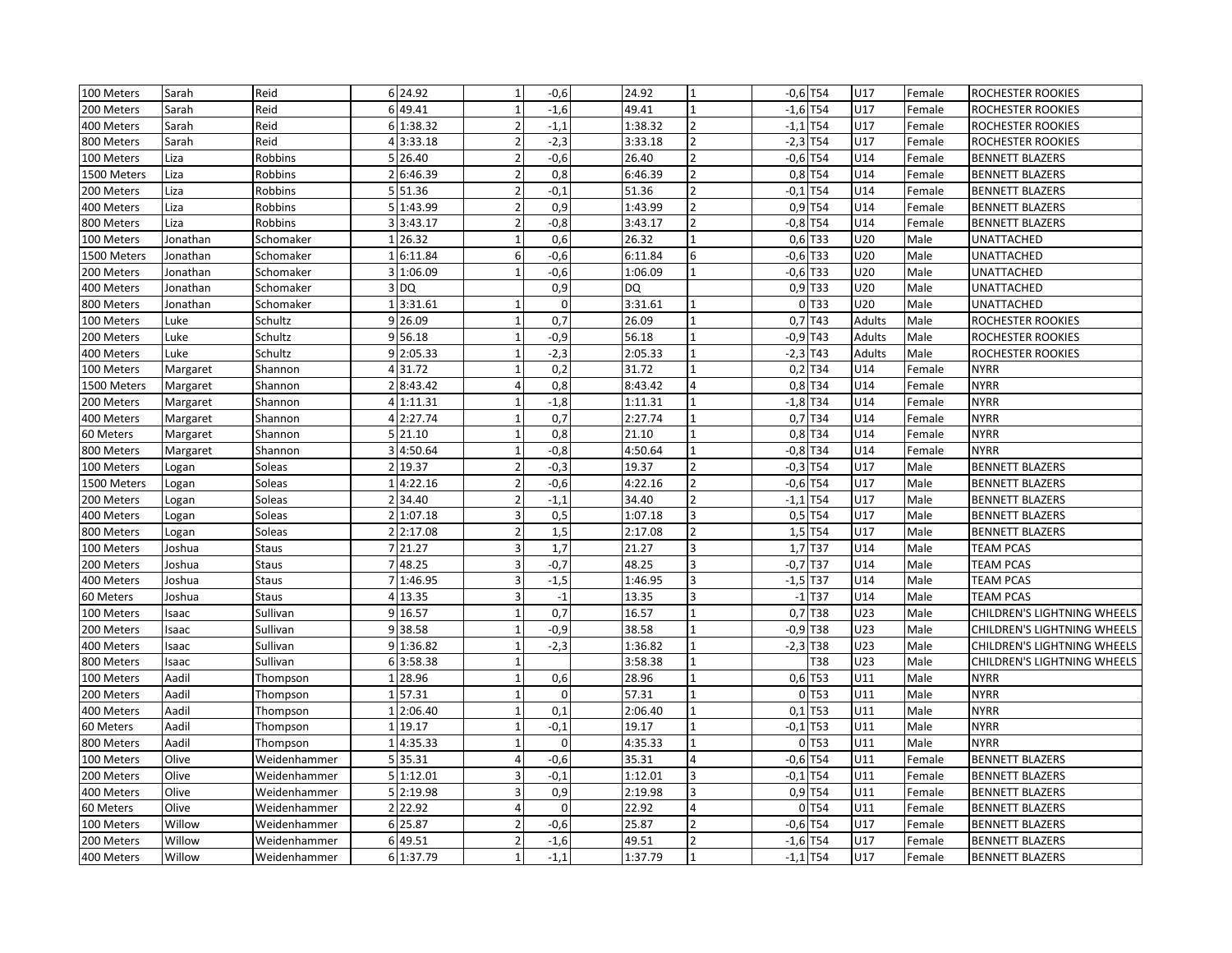| | | | | | | | | | | | | | |
|---|---|---|---|---|---|---|---|---|---|---|---|---|---|
| 100 Meters | Sarah | Reid | 6 | 24.92 | 1 | -0,6 | 24.92 | 1 | -0,6 | T54 | U17 | Female | ROCHESTER ROOKIES |
| 200 Meters | Sarah | Reid | 6 | 49.41 | 1 | -1,6 | 49.41 | 1 | -1,6 | T54 | U17 | Female | ROCHESTER ROOKIES |
| 400 Meters | Sarah | Reid | 6 | 1:38.32 | 2 | -1,1 | 1:38.32 | 2 | -1,1 | T54 | U17 | Female | ROCHESTER ROOKIES |
| 800 Meters | Sarah | Reid | 4 | 3:33.18 | 2 | -2,3 | 3:33.18 | 2 | -2,3 | T54 | U17 | Female | ROCHESTER ROOKIES |
| 100 Meters | Liza | Robbins | 5 | 26.40 | 2 | -0,6 | 26.40 | 2 | -0,6 | T54 | U14 | Female | BENNETT BLAZERS |
| 1500 Meters | Liza | Robbins | 2 | 6:46.39 | 2 | 0,8 | 6:46.39 | 2 | 0,8 | T54 | U14 | Female | BENNETT BLAZERS |
| 200 Meters | Liza | Robbins | 5 | 51.36 | 2 | -0,1 | 51.36 | 2 | -0,1 | T54 | U14 | Female | BENNETT BLAZERS |
| 400 Meters | Liza | Robbins | 5 | 1:43.99 | 2 | 0,9 | 1:43.99 | 2 | 0,9 | T54 | U14 | Female | BENNETT BLAZERS |
| 800 Meters | Liza | Robbins | 3 | 3:43.17 | 2 | -0,8 | 3:43.17 | 2 | -0,8 | T54 | U14 | Female | BENNETT BLAZERS |
| 100 Meters | Jonathan | Schomaker | 1 | 26.32 | 1 | 0,6 | 26.32 | 1 | 0,6 | T33 | U20 | Male | UNATTACHED |
| 1500 Meters | Jonathan | Schomaker | 1 | 6:11.84 | 6 | -0,6 | 6:11.84 | 6 | -0,6 | T33 | U20 | Male | UNATTACHED |
| 200 Meters | Jonathan | Schomaker | 3 | 1:06.09 | 1 | -0,6 | 1:06.09 | 1 | -0,6 | T33 | U20 | Male | UNATTACHED |
| 400 Meters | Jonathan | Schomaker | 3 | DQ | | 0,9 | DQ | | 0,9 | T33 | U20 | Male | UNATTACHED |
| 800 Meters | Jonathan | Schomaker | 1 | 3:31.61 | 1 | 0 | 3:31.61 | 1 | 0 | T33 | U20 | Male | UNATTACHED |
| 100 Meters | Luke | Schultz | 9 | 26.09 | 1 | 0,7 | 26.09 | 1 | 0,7 | T43 | Adults | Male | ROCHESTER ROOKIES |
| 200 Meters | Luke | Schultz | 9 | 56.18 | 1 | -0,9 | 56.18 | 1 | -0,9 | T43 | Adults | Male | ROCHESTER ROOKIES |
| 400 Meters | Luke | Schultz | 9 | 2:05.33 | 1 | -2,3 | 2:05.33 | 1 | -2,3 | T43 | Adults | Male | ROCHESTER ROOKIES |
| 100 Meters | Margaret | Shannon | 4 | 31.72 | 1 | 0,2 | 31.72 | 1 | 0,2 | T34 | U14 | Female | NYRR |
| 1500 Meters | Margaret | Shannon | 2 | 8:43.42 | 4 | 0,8 | 8:43.42 | 4 | 0,8 | T34 | U14 | Female | NYRR |
| 200 Meters | Margaret | Shannon | 4 | 1:11.31 | 1 | -1,8 | 1:11.31 | 1 | -1,8 | T34 | U14 | Female | NYRR |
| 400 Meters | Margaret | Shannon | 4 | 2:27.74 | 1 | 0,7 | 2:27.74 | 1 | 0,7 | T34 | U14 | Female | NYRR |
| 60 Meters | Margaret | Shannon | 5 | 21.10 | 1 | 0,8 | 21.10 | 1 | 0,8 | T34 | U14 | Female | NYRR |
| 800 Meters | Margaret | Shannon | 3 | 4:50.64 | 1 | -0,8 | 4:50.64 | 1 | -0,8 | T34 | U14 | Female | NYRR |
| 100 Meters | Logan | Soleas | 2 | 19.37 | 2 | -0,3 | 19.37 | 2 | -0,3 | T54 | U17 | Male | BENNETT BLAZERS |
| 1500 Meters | Logan | Soleas | 1 | 4:22.16 | 2 | -0,6 | 4:22.16 | 2 | -0,6 | T54 | U17 | Male | BENNETT BLAZERS |
| 200 Meters | Logan | Soleas | 2 | 34.40 | 2 | -1,1 | 34.40 | 2 | -1,1 | T54 | U17 | Male | BENNETT BLAZERS |
| 400 Meters | Logan | Soleas | 2 | 1:07.18 | 3 | 0,5 | 1:07.18 | 3 | 0,5 | T54 | U17 | Male | BENNETT BLAZERS |
| 800 Meters | Logan | Soleas | 2 | 2:17.08 | 2 | 1,5 | 2:17.08 | 2 | 1,5 | T54 | U17 | Male | BENNETT BLAZERS |
| 100 Meters | Joshua | Staus | 7 | 21.27 | 3 | 1,7 | 21.27 | 3 | 1,7 | T37 | U14 | Male | TEAM PCAS |
| 200 Meters | Joshua | Staus | 7 | 48.25 | 3 | -0,7 | 48.25 | 3 | -0,7 | T37 | U14 | Male | TEAM PCAS |
| 400 Meters | Joshua | Staus | 7 | 1:46.95 | 3 | -1,5 | 1:46.95 | 3 | -1,5 | T37 | U14 | Male | TEAM PCAS |
| 60 Meters | Joshua | Staus | 4 | 13.35 | 3 | -1 | 13.35 | 3 | -1 | T37 | U14 | Male | TEAM PCAS |
| 100 Meters | Isaac | Sullivan | 9 | 16.57 | 1 | 0,7 | 16.57 | 1 | 0,7 | T38 | U23 | Male | CHILDREN'S LIGHTNING WHEELS |
| 200 Meters | Isaac | Sullivan | 9 | 38.58 | 1 | -0,9 | 38.58 | 1 | -0,9 | T38 | U23 | Male | CHILDREN'S LIGHTNING WHEELS |
| 400 Meters | Isaac | Sullivan | 9 | 1:36.82 | 1 | -2,3 | 1:36.82 | 1 | -2,3 | T38 | U23 | Male | CHILDREN'S LIGHTNING WHEELS |
| 800 Meters | Isaac | Sullivan | 6 | 3:58.38 | 1 | | 3:58.38 | 1 | | T38 | U23 | Male | CHILDREN'S LIGHTNING WHEELS |
| 100 Meters | Aadil | Thompson | 1 | 28.96 | 1 | 0,6 | 28.96 | 1 | 0,6 | T53 | U11 | Male | NYRR |
| 200 Meters | Aadil | Thompson | 1 | 57.31 | 1 | 0 | 57.31 | 1 | 0 | T53 | U11 | Male | NYRR |
| 400 Meters | Aadil | Thompson | 1 | 2:06.40 | 1 | 0,1 | 2:06.40 | 1 | 0,1 | T53 | U11 | Male | NYRR |
| 60 Meters | Aadil | Thompson | 1 | 19.17 | 1 | -0,1 | 19.17 | 1 | -0,1 | T53 | U11 | Male | NYRR |
| 800 Meters | Aadil | Thompson | 1 | 4:35.33 | 1 | 0 | 4:35.33 | 1 | 0 | T53 | U11 | Male | NYRR |
| 100 Meters | Olive | Weidenhammer | 5 | 35.31 | 4 | -0,6 | 35.31 | 4 | -0,6 | T54 | U11 | Female | BENNETT BLAZERS |
| 200 Meters | Olive | Weidenhammer | 5 | 1:12.01 | 3 | -0,1 | 1:12.01 | 3 | -0,1 | T54 | U11 | Female | BENNETT BLAZERS |
| 400 Meters | Olive | Weidenhammer | 5 | 2:19.98 | 3 | 0,9 | 2:19.98 | 3 | 0,9 | T54 | U11 | Female | BENNETT BLAZERS |
| 60 Meters | Olive | Weidenhammer | 2 | 22.92 | 4 | 0 | 22.92 | 4 | 0 | T54 | U11 | Female | BENNETT BLAZERS |
| 100 Meters | Willow | Weidenhammer | 6 | 25.87 | 2 | -0,6 | 25.87 | 2 | -0,6 | T54 | U17 | Female | BENNETT BLAZERS |
| 200 Meters | Willow | Weidenhammer | 6 | 49.51 | 2 | -1,6 | 49.51 | 2 | -1,6 | T54 | U17 | Female | BENNETT BLAZERS |
| 400 Meters | Willow | Weidenhammer | 6 | 1:37.79 | 1 | -1,1 | 1:37.79 | 1 | -1,1 | T54 | U17 | Female | BENNETT BLAZERS |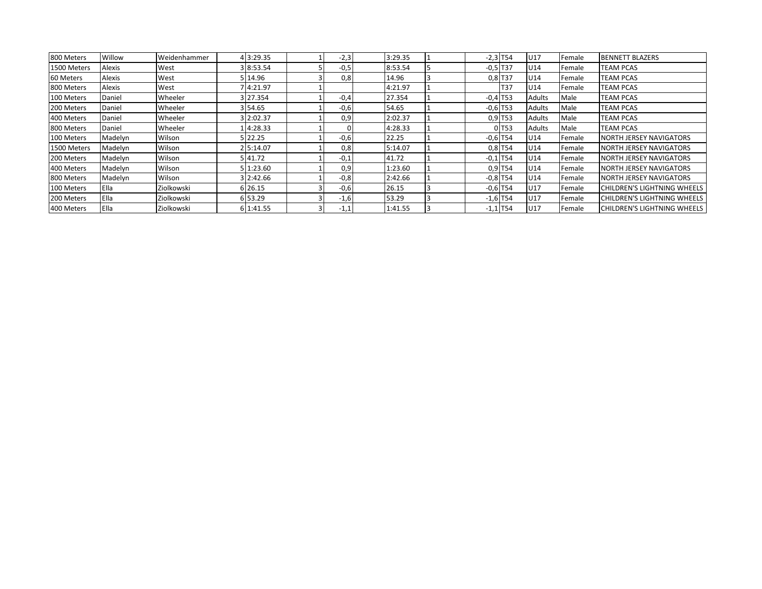| | | | | | | | | | | | | | | |
|---|---|---|---|---|---|---|---|---|---|---|---|---|---|---|
| 800 Meters | Willow | Weidenhammer | 4 | 3:29.35 | 1 | -2,3 | | 3:29.35 | 1 | -2,3 | T54 | U17 | Female | BENNETT BLAZERS |
| 1500 Meters | Alexis | West | 3 | 8:53.54 | 5 | -0,5 | | 8:53.54 | 5 | -0,5 | T37 | U14 | Female | TEAM PCAS |
| 60 Meters | Alexis | West | 5 | 14.96 | 3 | 0,8 | | 14.96 | 3 | 0,8 | T37 | U14 | Female | TEAM PCAS |
| 800 Meters | Alexis | West | 7 | 4:21.97 | 1 | | | 4:21.97 | 1 | | T37 | U14 | Female | TEAM PCAS |
| 100 Meters | Daniel | Wheeler | 3 | 27.354 | 1 | -0,4 | | 27.354 | 1 | -0,4 | T53 | Adults | Male | TEAM PCAS |
| 200 Meters | Daniel | Wheeler | 3 | 54.65 | 1 | -0,6 | | 54.65 | 1 | -0,6 | T53 | Adults | Male | TEAM PCAS |
| 400 Meters | Daniel | Wheeler | 3 | 2:02.37 | 1 | 0,9 | | 2:02.37 | 1 | 0,9 | T53 | Adults | Male | TEAM PCAS |
| 800 Meters | Daniel | Wheeler | 1 | 4:28.33 | 1 | 0 | | 4:28.33 | 1 | 0 | T53 | Adults | Male | TEAM PCAS |
| 100 Meters | Madelyn | Wilson | 5 | 22.25 | 1 | -0,6 | | 22.25 | 1 | -0,6 | T54 | U14 | Female | NORTH JERSEY NAVIGATORS |
| 1500 Meters | Madelyn | Wilson | 2 | 5:14.07 | 1 | 0,8 | | 5:14.07 | 1 | 0,8 | T54 | U14 | Female | NORTH JERSEY NAVIGATORS |
| 200 Meters | Madelyn | Wilson | 5 | 41.72 | 1 | -0,1 | | 41.72 | 1 | -0,1 | T54 | U14 | Female | NORTH JERSEY NAVIGATORS |
| 400 Meters | Madelyn | Wilson | 5 | 1:23.60 | 1 | 0,9 | | 1:23.60 | 1 | 0,9 | T54 | U14 | Female | NORTH JERSEY NAVIGATORS |
| 800 Meters | Madelyn | Wilson | 3 | 2:42.66 | 1 | -0,8 | | 2:42.66 | 1 | -0,8 | T54 | U14 | Female | NORTH JERSEY NAVIGATORS |
| 100 Meters | Ella | Ziolkowski | 6 | 26.15 | 3 | -0,6 | | 26.15 | 3 | -0,6 | T54 | U17 | Female | CHILDREN'S LIGHTNING WHEELS |
| 200 Meters | Ella | Ziolkowski | 6 | 53.29 | 3 | -1,6 | | 53.29 | 3 | -1,6 | T54 | U17 | Female | CHILDREN'S LIGHTNING WHEELS |
| 400 Meters | Ella | Ziolkowski | 6 | 1:41.55 | 3 | -1,1 | | 1:41.55 | 3 | -1,1 | T54 | U17 | Female | CHILDREN'S LIGHTNING WHEELS |